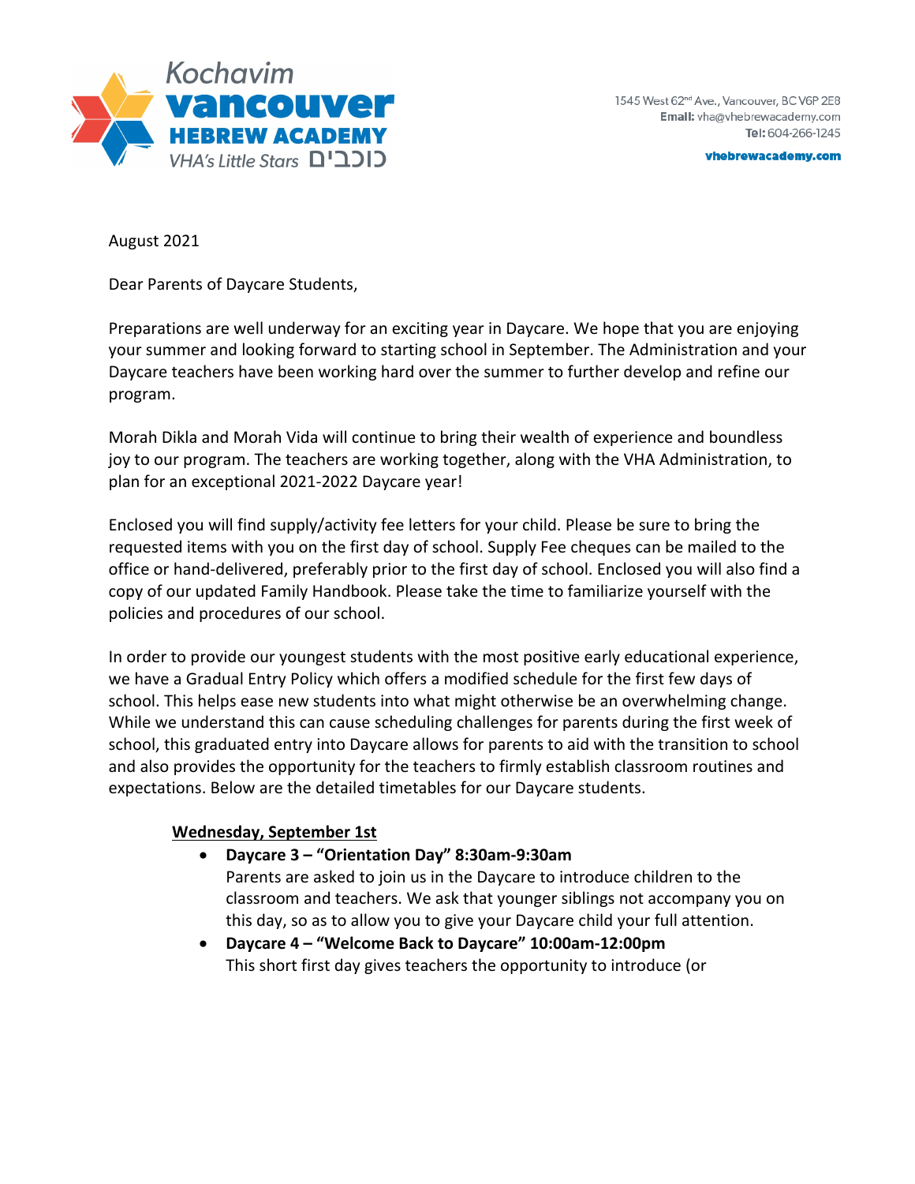Kochavim
**vancouver**
**HEBREW ACADEMY**
VHA's Little Stars כוכבים

1545 West 62nd Ave., Vancouver, BC V6P 2E8
**Email:** vha@vhebrewacademy.com
**Tel:** 604-266-1245
**vhebrewacademy.com**

August 2021

Dear Parents of Daycare Students,

Preparations are well underway for an exciting year in Daycare. We hope that you are enjoying your summer and looking forward to starting school in September. The Administration and your Daycare teachers have been working hard over the summer to further develop and refine our program.

Morah Dikla and Morah Vida will continue to bring their wealth of experience and boundless joy to our program. The teachers are working together, along with the VHA Administration, to plan for an exceptional 2021-2022 Daycare year!

Enclosed you will find supply/activity fee letters for your child. Please be sure to bring the requested items with you on the first day of school. Supply Fee cheques can be mailed to the office or hand-delivered, preferably prior to the first day of school. Enclosed you will also find a copy of our updated Family Handbook. Please take the time to familiarize yourself with the policies and procedures of our school.

In order to provide our youngest students with the most positive early educational experience, we have a Gradual Entry Policy which offers a modified schedule for the first few days of school. This helps ease new students into what might otherwise be an overwhelming change. While we understand this can cause scheduling challenges for parents during the first week of school, this graduated entry into Daycare allows for parents to aid with the transition to school and also provides the opportunity for the teachers to firmly establish classroom routines and expectations. Below are the detailed timetables for our Daycare students.

**Wednesday, September 1st**

- **Daycare 3 – "Orientation Day" 8:30am-9:30am**
  Parents are asked to join us in the Daycare to introduce children to the classroom and teachers. We ask that younger siblings not accompany you on this day, so as to allow you to give your Daycare child your full attention.
- **Daycare 4 – "Welcome Back to Daycare" 10:00am-12:00pm**
  This short first day gives teachers the opportunity to introduce (or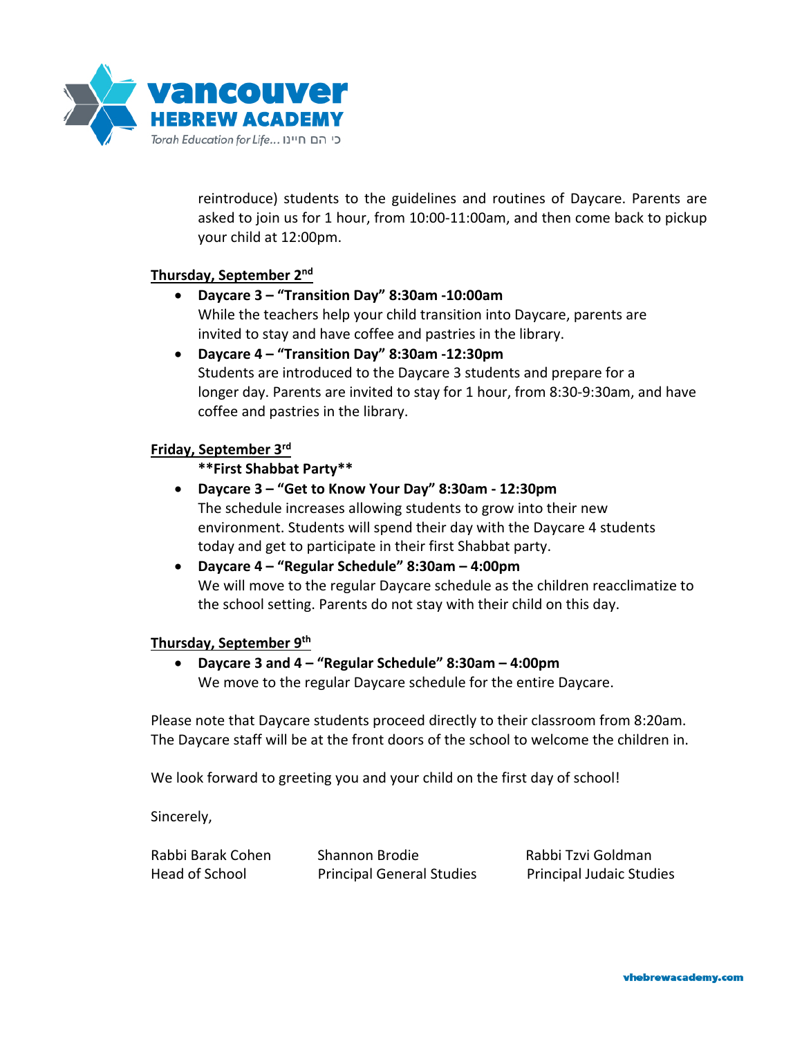reintroduce) students to the guidelines and routines of Daycare. Parents are asked to join us for 1 hour, from 10:00-11:00am, and then come back to pickup your child at 12:00pm.

**Thursday, September 2nd**

- **Daycare 3 – "Transition Day" 8:30am -10:00am**
  While the teachers help your child transition into Daycare, parents are invited to stay and have coffee and pastries in the library.
- **Daycare 4 – "Transition Day" 8:30am -12:30pm**
  Students are introduced to the Daycare 3 students and prepare for a longer day. Parents are invited to stay for 1 hour, from 8:30-9:30am, and have coffee and pastries in the library.

**Friday, September 3rd**

**\*\*First Shabbat Party\*\***

- **Daycare 3 – "Get to Know Your Day" 8:30am - 12:30pm**
  The schedule increases allowing students to grow into their new environment. Students will spend their day with the Daycare 4 students today and get to participate in their first Shabbat party.
- **Daycare 4 – "Regular Schedule" 8:30am – 4:00pm**
  We will move to the regular Daycare schedule as the children reacclimatize to the school setting. Parents do not stay with their child on this day.

**Thursday, September 9th**

- **Daycare 3 and 4 – "Regular Schedule" 8:30am – 4:00pm**
  We move to the regular Daycare schedule for the entire Daycare.

Please note that Daycare students proceed directly to their classroom from 8:20am. The Daycare staff will be at the front doors of the school to welcome the children in.

We look forward to greeting you and your child on the first day of school!

Sincerely,

| Rabbi Barak Cohen | Shannon Brodie | Rabbi Tzvi Goldman |
|---|---|---|
| Head of School | Principal General Studies | Principal Judaic Studies |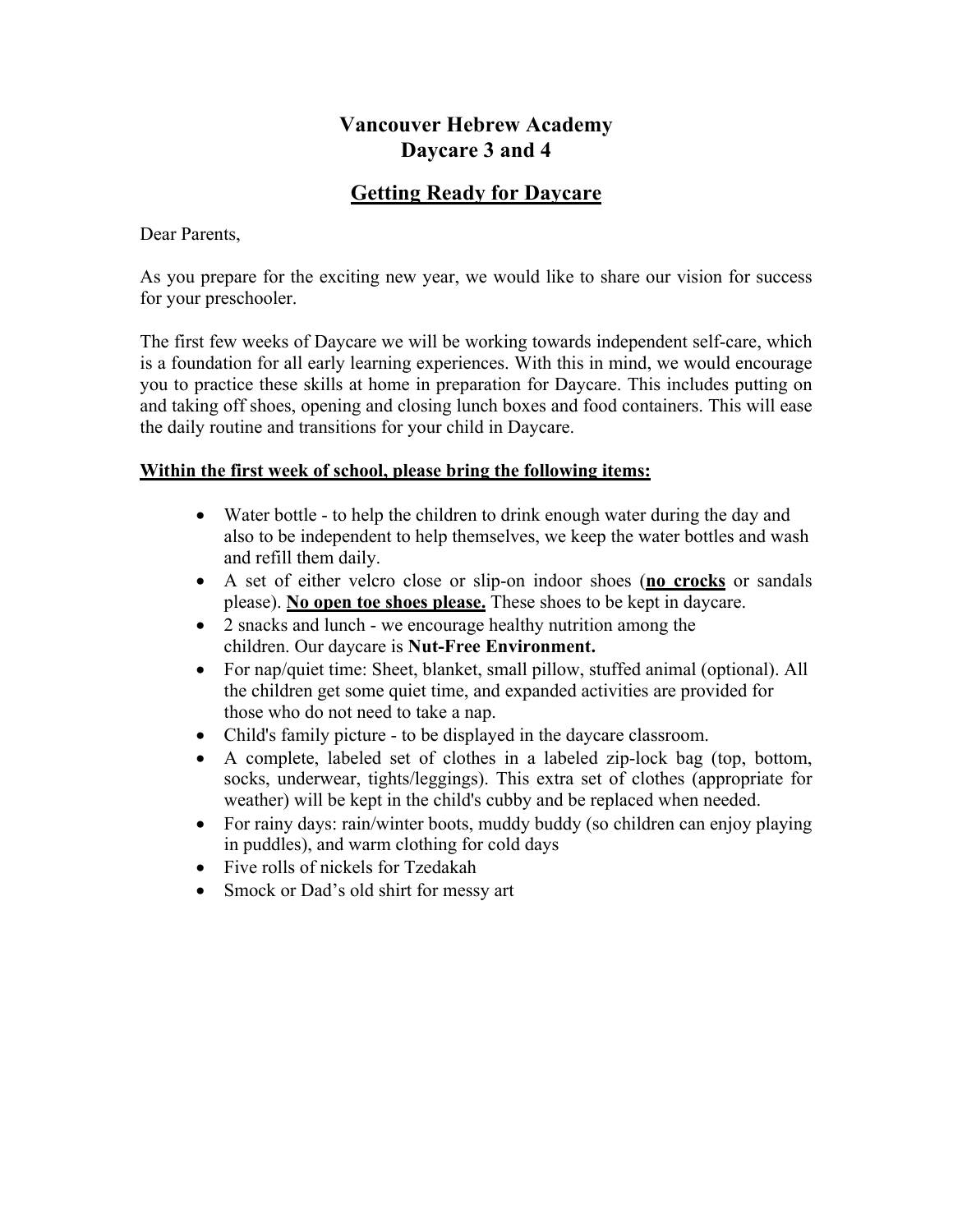# Vancouver Hebrew Academy
# Daycare 3 and 4

## Getting Ready for Daycare

Dear Parents,

As you prepare for the exciting new year, we would like to share our vision for success for your preschooler.

The first few weeks of Daycare we will be working towards independent self-care, which is a foundation for all early learning experiences. With this in mind, we would encourage you to practice these skills at home in preparation for Daycare. This includes putting on and taking off shoes, opening and closing lunch boxes and food containers. This will ease the daily routine and transitions for your child in Daycare.

**Within the first week of school, please bring the following items:**

- Water bottle - to help the children to drink enough water during the day and also to be independent to help themselves, we keep the water bottles and wash and refill them daily.
- A set of either velcro close or slip-on indoor shoes (**no crocks** or sandals please). **No open toe shoes please.** These shoes to be kept in daycare.
- 2 snacks and lunch - we encourage healthy nutrition among the children. Our daycare is **Nut-Free Environment.**
- For nap/quiet time: Sheet, blanket, small pillow, stuffed animal (optional). All the children get some quiet time, and expanded activities are provided for those who do not need to take a nap.
- Child's family picture - to be displayed in the daycare classroom.
- A complete, labeled set of clothes in a labeled zip-lock bag (top, bottom, socks, underwear, tights/leggings). This extra set of clothes (appropriate for weather) will be kept in the child's cubby and be replaced when needed.
- For rainy days: rain/winter boots, muddy buddy (so children can enjoy playing in puddles), and warm clothing for cold days
- Five rolls of nickels for Tzedakah
- Smock or Dad's old shirt for messy art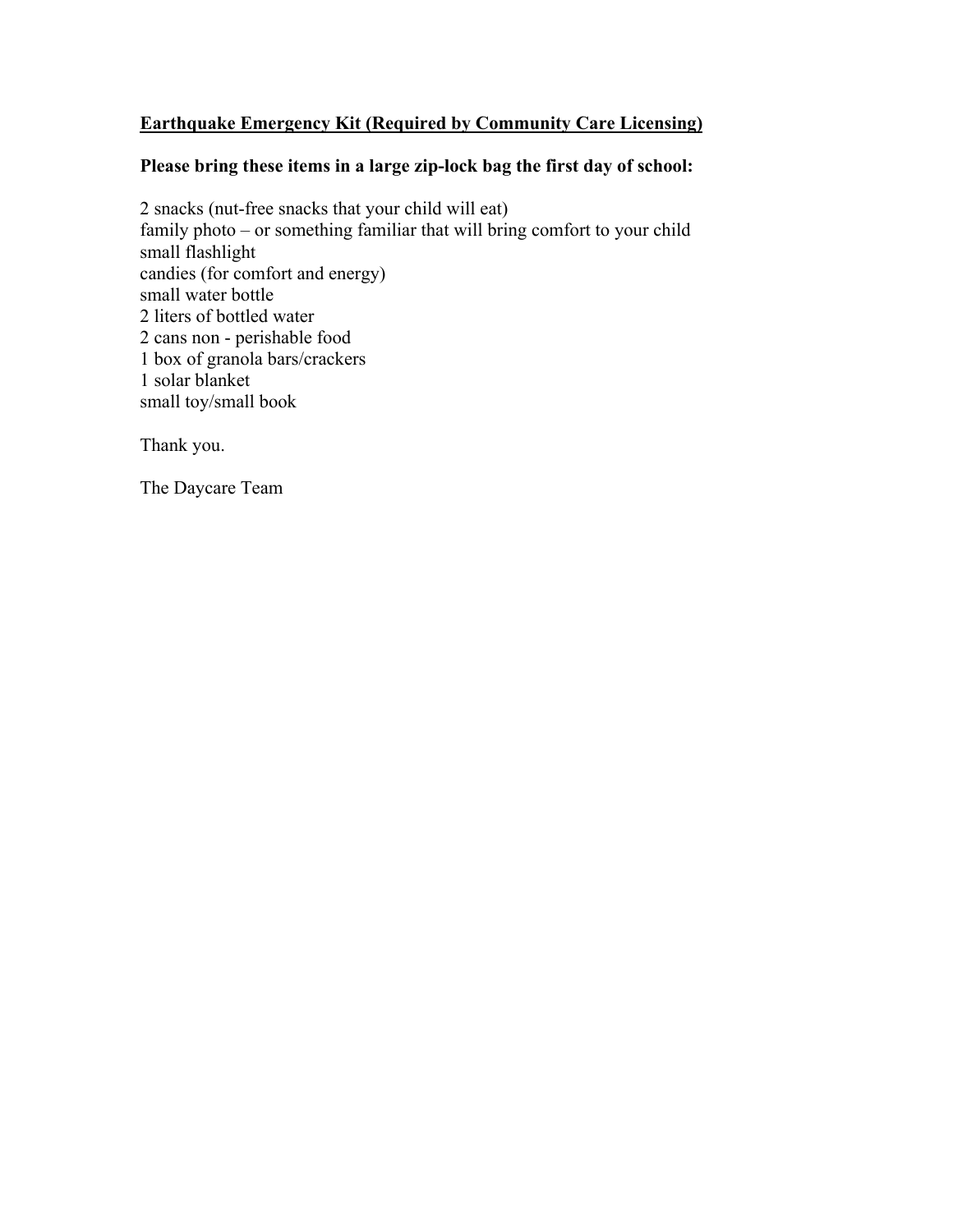**<u>Earthquake Emergency Kit (Required by Community Care Licensing)</u>**

**Please bring these items in a large zip-lock bag the first day of school:**

2 snacks (nut-free snacks that your child will eat)
family photo – or something familiar that will bring comfort to your child
small flashlight
candies (for comfort and energy)
small water bottle
2 liters of bottled water
2 cans non - perishable food
1 box of granola bars/crackers
1 solar blanket
small toy/small book

Thank you.

The Daycare Team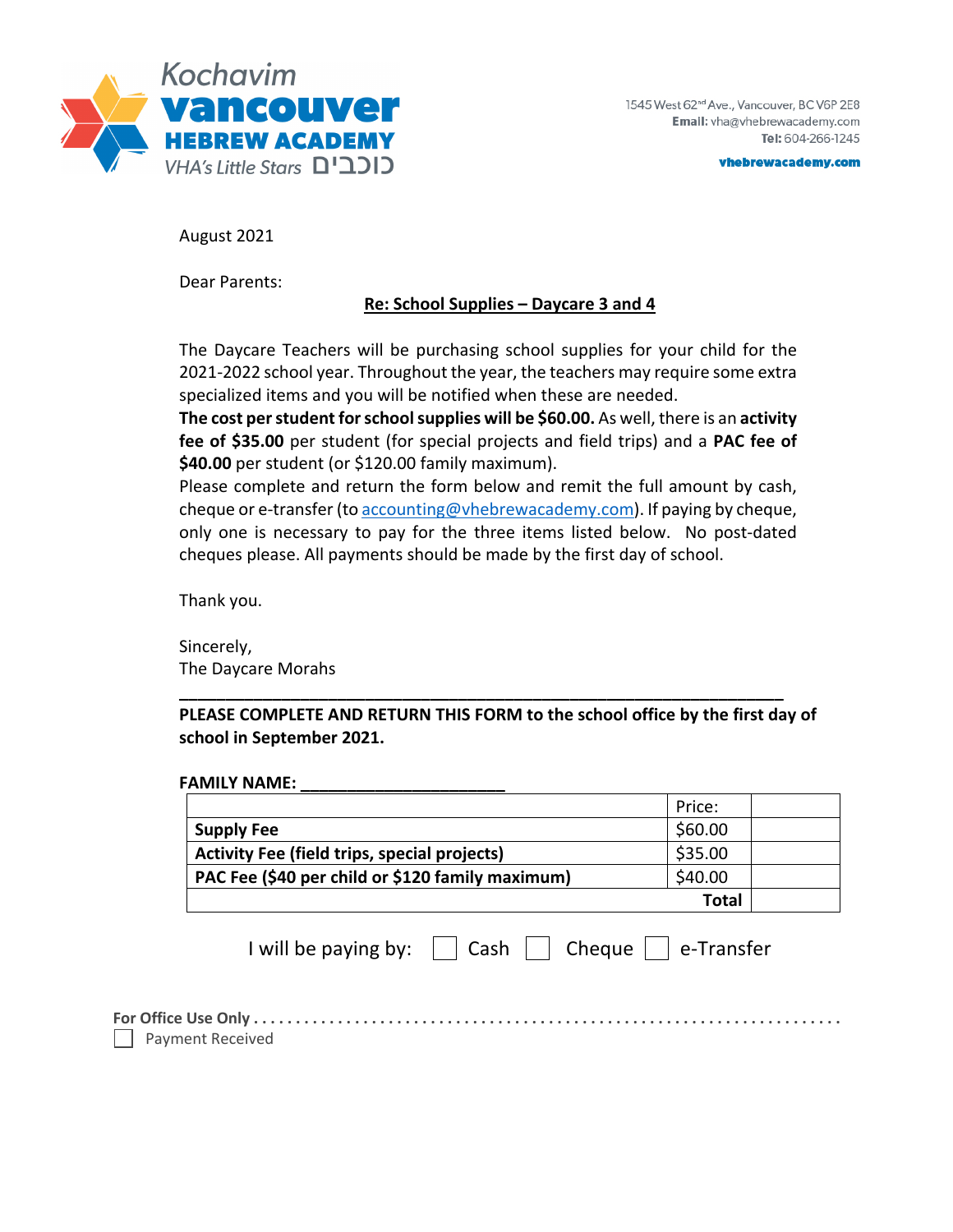Kochavim
**vancouver**
**HEBREW ACADEMY**
VHA's Little Stars כוכבים

1545 West 62nd Ave., Vancouver, BC V6P 2E8
**Email:** vha@vhebrewacademy.com
**Tel:** 604-266-1245

**vhebrewacademy.com**

August 2021

Dear Parents:

**Re: School Supplies – Daycare 3 and 4**

The Daycare Teachers will be purchasing school supplies for your child for the 2021-2022 school year. Throughout the year, the teachers may require some extra specialized items and you will be notified when these are needed.

**The cost per student for school supplies will be $60.00.** As well, there is an **activity fee of $35.00** per student (for special projects and field trips) and a **PAC fee of $40.00** per student (or $120.00 family maximum).

Please complete and return the form below and remit the full amount by cash, cheque or e-transfer (to accounting@vhebrewacademy.com). If paying by cheque, only one is necessary to pay for the three items listed below. No post-dated cheques please. All payments should be made by the first day of school.

Thank you.

Sincerely,
The Daycare Morahs

---

**PLEASE COMPLETE AND RETURN THIS FORM to the school office by the first day of school in September 2021.**

**FAMILY NAME:** ______________________

| | Price: | |
|---|---|---|
| **Supply Fee** | $60.00 | |
| **Activity Fee (field trips, special projects)** | $35.00 | |
| **PAC Fee ($40 per child or $120 family maximum)** | $40.00 | |
| | **Total** | |

I will be paying by: ☐ Cash ☐ Cheque ☐ e-Transfer

**For Office Use Only** . . . . . . . . . . . . . . . . . . . . . . . . . . . . . . . . . . . . . . . . . . . . . . . . . . . . . . . . . . . . . . . . . . .

☐ Payment Received